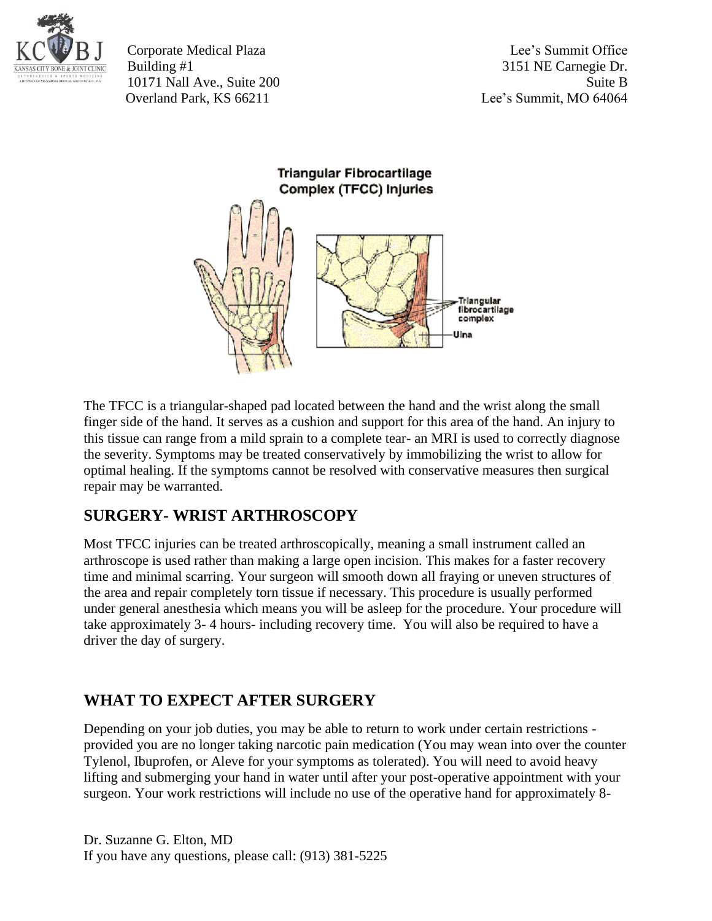Corporate Medical Plaza
Building #1
10171 Nall Ave., Suite 200
Overland Park, KS 66211

Lee's Summit Office
3151 NE Carnegie Dr.
Suite B
Lee's Summit, MO 64064

**Triangular Fibrocartilage Complex (TFCC) Injuries**

The TFCC is a triangular-shaped pad located between the hand and the wrist along the small finger side of the hand. It serves as a cushion and support for this area of the hand. An injury to this tissue can range from a mild sprain to a complete tear- an MRI is used to correctly diagnose the severity. Symptoms may be treated conservatively by immobilizing the wrist to allow for optimal healing. If the symptoms cannot be resolved with conservative measures then surgical repair may be warranted.

## SURGERY- WRIST ARTHROSCOPY

Most TFCC injuries can be treated arthroscopically, meaning a small instrument called an arthroscope is used rather than making a large open incision. This makes for a faster recovery time and minimal scarring. Your surgeon will smooth down all fraying or uneven structures of the area and repair completely torn tissue if necessary. This procedure is usually performed under general anesthesia which means you will be asleep for the procedure. Your procedure will take approximately 3- 4 hours- including recovery time. You will also be required to have a driver the day of surgery.

## WHAT TO EXPECT AFTER SURGERY

Depending on your job duties, you may be able to return to work under certain restrictions - provided you are no longer taking narcotic pain medication (You may wean into over the counter Tylenol, Ibuprofen, or Aleve for your symptoms as tolerated). You will need to avoid heavy lifting and submerging your hand in water until after your post-operative appointment with your surgeon. Your work restrictions will include no use of the operative hand for approximately 8-

Dr. Suzanne G. Elton, MD
If you have any questions, please call: (913) 381-5225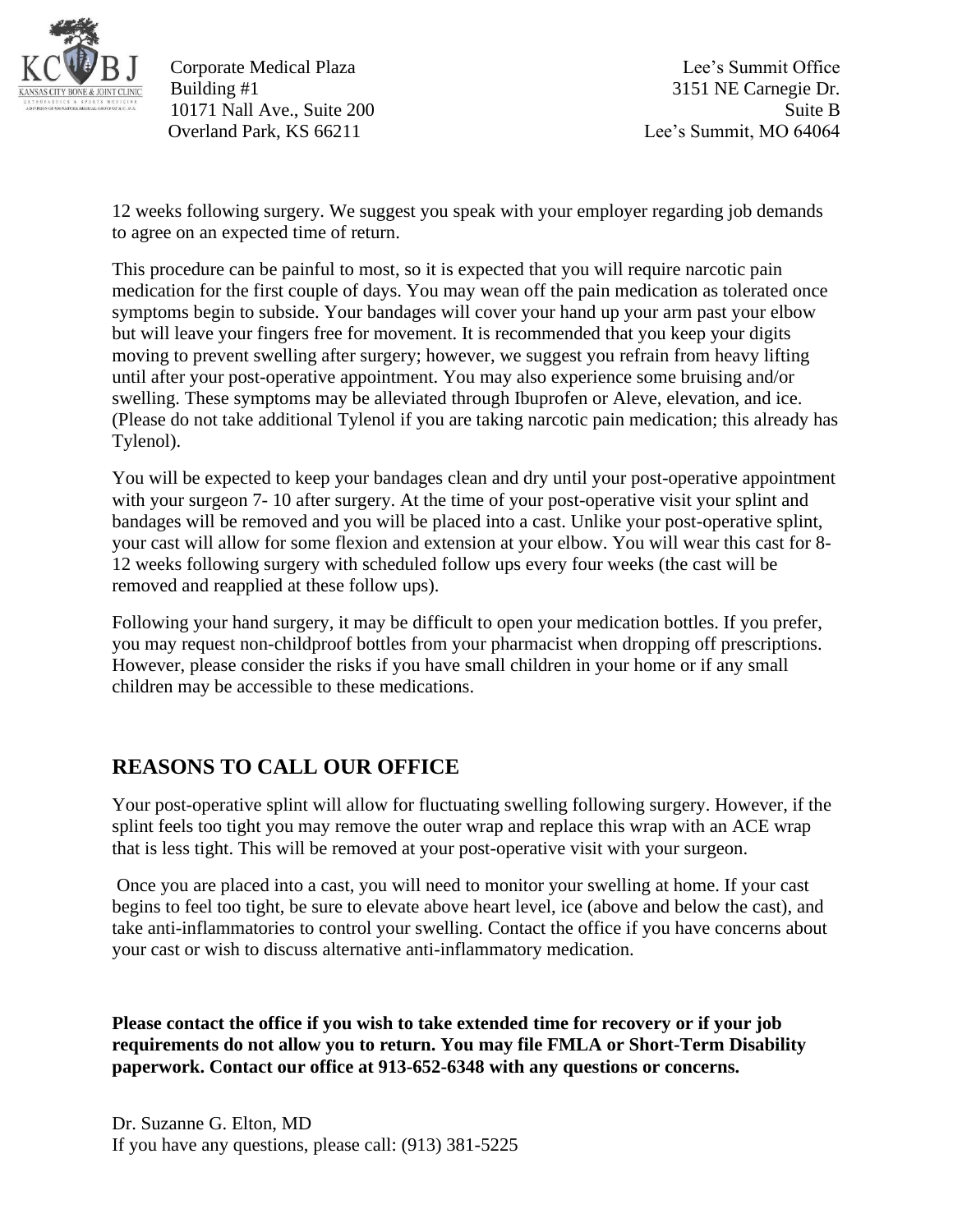Corporate Medical Plaza
Building #1
10171 Nall Ave., Suite 200
Overland Park, KS 66211

Lee's Summit Office
3151 NE Carnegie Dr.
Suite B
Lee's Summit, MO 64064

12 weeks following surgery. We suggest you speak with your employer regarding job demands to agree on an expected time of return.

This procedure can be painful to most, so it is expected that you will require narcotic pain medication for the first couple of days. You may wean off the pain medication as tolerated once symptoms begin to subside. Your bandages will cover your hand up your arm past your elbow but will leave your fingers free for movement. It is recommended that you keep your digits moving to prevent swelling after surgery; however, we suggest you refrain from heavy lifting until after your post-operative appointment. You may also experience some bruising and/or swelling. These symptoms may be alleviated through Ibuprofen or Aleve, elevation, and ice. (Please do not take additional Tylenol if you are taking narcotic pain medication; this already has Tylenol).

You will be expected to keep your bandages clean and dry until your post-operative appointment with your surgeon 7- 10 after surgery. At the time of your post-operative visit your splint and bandages will be removed and you will be placed into a cast. Unlike your post-operative splint, your cast will allow for some flexion and extension at your elbow. You will wear this cast for 8-12 weeks following surgery with scheduled follow ups every four weeks (the cast will be removed and reapplied at these follow ups).

Following your hand surgery, it may be difficult to open your medication bottles. If you prefer, you may request non-childproof bottles from your pharmacist when dropping off prescriptions. However, please consider the risks if you have small children in your home or if any small children may be accessible to these medications.

## REASONS TO CALL OUR OFFICE

Your post-operative splint will allow for fluctuating swelling following surgery. However, if the splint feels too tight you may remove the outer wrap and replace this wrap with an ACE wrap that is less tight. This will be removed at your post-operative visit with your surgeon.

Once you are placed into a cast, you will need to monitor your swelling at home. If your cast begins to feel too tight, be sure to elevate above heart level, ice (above and below the cast), and take anti-inflammatories to control your swelling. Contact the office if you have concerns about your cast or wish to discuss alternative anti-inflammatory medication.

**Please contact the office if you wish to take extended time for recovery or if your job requirements do not allow you to return. You may file FMLA or Short-Term Disability paperwork. Contact our office at 913-652-6348 with any questions or concerns.**

Dr. Suzanne G. Elton, MD
If you have any questions, please call: (913) 381-5225